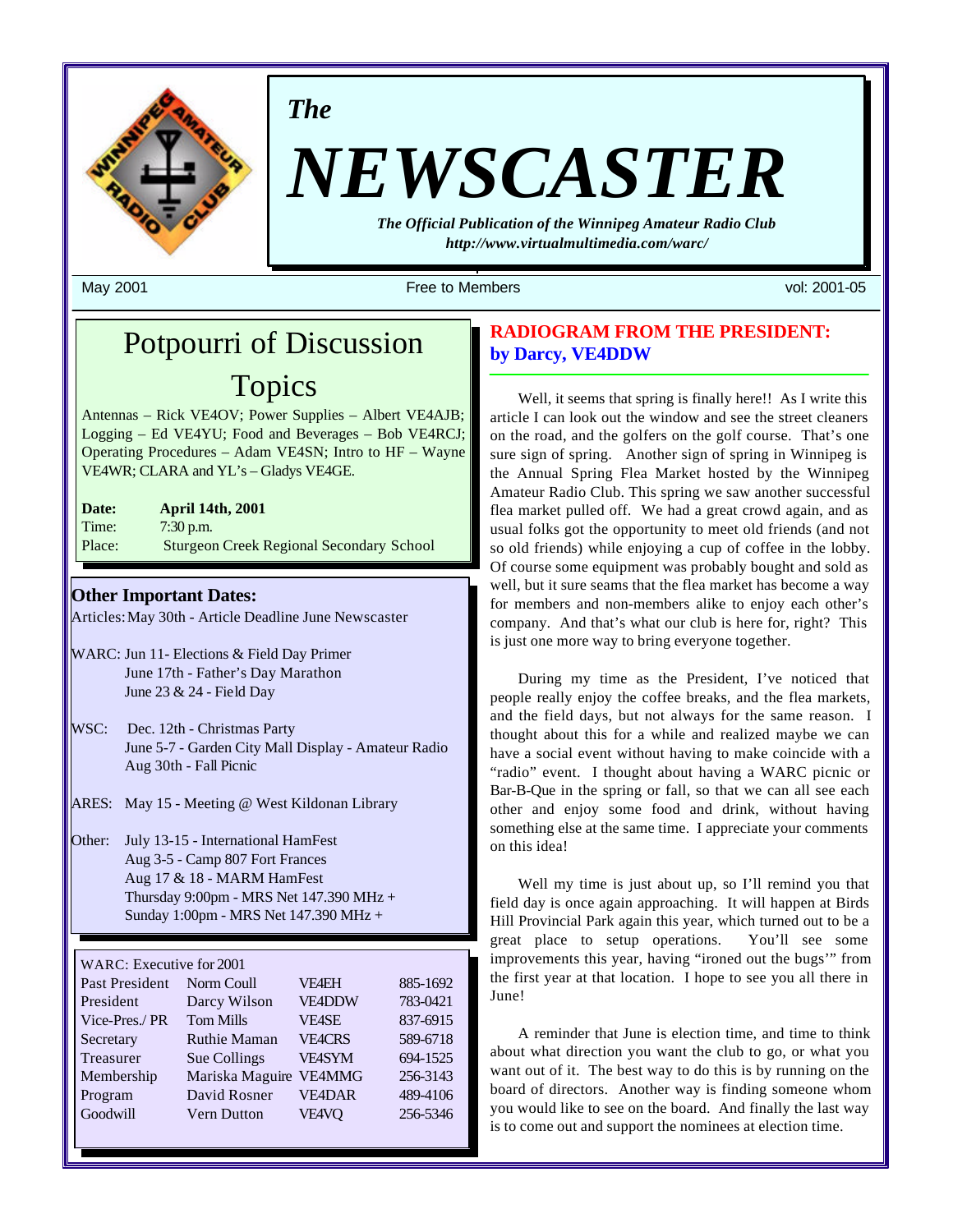# *The* NEWSCASTER

***The Official Publication of the Winnipeg Amateur Radio Club***
***http://www.virtualmultimedia.com/warc/***

May 2001 — Free to Members — vol: 2001-05

## Potpourri of Discussion Topics

Antennas – Rick VE4OV; Power Supplies – Albert VE4AJB; Logging – Ed VE4YU; Food and Beverages – Bob VE4RCJ; Operating Procedures – Adam VE4SN; Intro to HF – Wayne VE4WR; CLARA and YL's – Gladys VE4GE.

**Date:** **April 14th, 2001**
Time: 7:30 p.m.
Place: Sturgeon Creek Regional Secondary School

### Other Important Dates:

Articles: May 30th - Article Deadline June Newscaster

WARC:
- Jun 11- Elections & Field Day Primer
- June 17th - Father's Day Marathon
- June 23 & 24 - Field Day

WSC:
- Dec. 12th - Christmas Party
- June 5-7 - Garden City Mall Display - Amateur Radio
- Aug 30th - Fall Picnic

ARES:
- May 15 - Meeting @ West Kildonan Library

Other:
- July 13-15 - International HamFest
- Aug 3-5 - Camp 807 Fort Frances
- Aug 17 & 18 - MARM HamFest
- Thursday 9:00pm - MRS Net 147.390 MHz +
- Sunday 1:00pm - MRS Net 147.390 MHz +

| WARC: Executive for 2001 | | | |
|---|---|---|---|
| Past President | Norm Coull | VE4EH | 885-1692 |
| President | Darcy Wilson | VE4DDW | 783-0421 |
| Vice-Pres./ PR | Tom Mills | VE4SE | 837-6915 |
| Secretary | Ruthie Maman | VE4CRS | 589-6718 |
| Treasurer | Sue Collings | VE4SYM | 694-1525 |
| Membership | Mariska Maguire | VE4MMG | 256-3143 |
| Program | David Rosner | VE4DAR | 489-4106 |
| Goodwill | Vern Dutton | VE4VQ | 256-5346 |

## RADIOGRAM FROM THE PRESIDENT: by Darcy, VE4DDW

Well, it seems that spring is finally here!! As I write this article I can look out the window and see the street cleaners on the road, and the golfers on the golf course. That's one sure sign of spring. Another sign of spring in Winnipeg is the Annual Spring Flea Market hosted by the Winnipeg Amateur Radio Club. This spring we saw another successful flea market pulled off. We had a great crowd again, and as usual folks got the opportunity to meet old friends (and not so old friends) while enjoying a cup of coffee in the lobby. Of course some equipment was probably bought and sold as well, but it sure seams that the flea market has become a way for members and non-members alike to enjoy each other's company. And that's what our club is here for, right? This is just one more way to bring everyone together.

During my time as the President, I've noticed that people really enjoy the coffee breaks, and the flea markets, and the field days, but not always for the same reason. I thought about this for a while and realized maybe we can have a social event without having to make coincide with a "radio" event. I thought about having a WARC picnic or Bar-B-Que in the spring or fall, so that we can all see each other and enjoy some food and drink, without having something else at the same time. I appreciate your comments on this idea!

Well my time is just about up, so I'll remind you that field day is once again approaching. It will happen at Birds Hill Provincial Park again this year, which turned out to be a great place to setup operations. You'll see some improvements this year, having "ironed out the bugs'" from the first year at that location. I hope to see you all there in June!

A reminder that June is election time, and time to think about what direction you want the club to go, or what you want out of it. The best way to do this is by running on the board of directors. Another way is finding someone whom you would like to see on the board. And finally the last way is to come out and support the nominees at election time.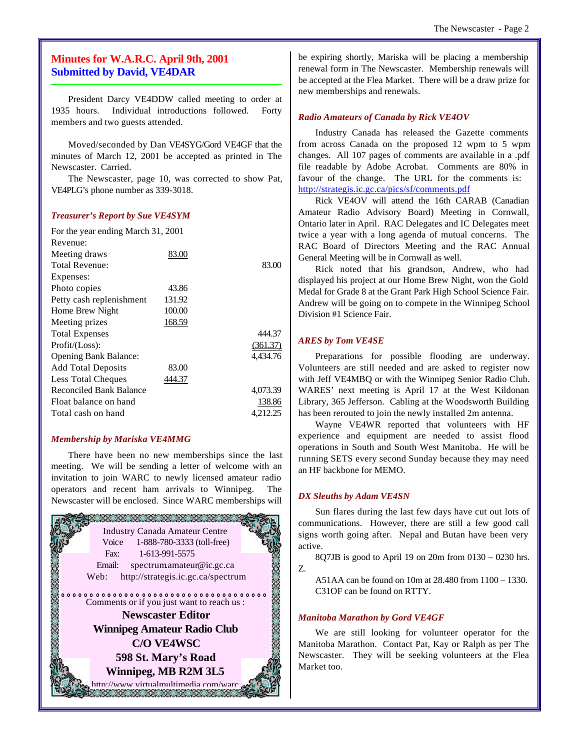## Minutes for W.A.R.C. April 9th, 2001
## Submitted by David, VE4DAR

President Darcy VE4DDW called meeting to order at 1935 hours. Individual introductions followed. Forty members and two guests attended.

Moved/seconded by Dan VE4SYG/Gord VE4GF that the minutes of March 12, 2001 be accepted as printed in The Newscaster. Carried.

The Newscaster, page 10, was corrected to show Pat, VE4PLG's phone number as 339-3018.

### *Treasurer's Report by Sue VE4SYM*

For the year ending March 31, 2001

| | | |
|---|---|---|
| Revenue: | | |
| Meeting draws | 83.00 | |
| Total Revenue: | | 83.00 |
| Expenses: | | |
| Photo copies | 43.86 | |
| Petty cash replenishment | 131.92 | |
| Home Brew Night | 100.00 | |
| Meeting prizes | 168.59 | |
| Total Expenses | | 444.37 |
| Profit/(Loss): | | (361.37) |
| Opening Bank Balance: | | 4,434.76 |
| Add Total Deposits | 83.00 | |
| Less Total Cheques | 444.37 | |
| Reconciled Bank Balance | | 4,073.39 |
| Float balance on hand | | 138.86 |
| Total cash on hand | | 4,212.25 |

### *Membership by Mariska VE4MMG*

There have been no new memberships since the last meeting. We will be sending a letter of welcome with an invitation to join WARC to newly licensed amateur radio operators and recent ham arrivals to Winnipeg. The Newscaster will be enclosed. Since WARC memberships will be expiring shortly, Mariska will be placing a membership renewal form in The Newscaster. Membership renewals will be accepted at the Flea Market. There will be a draw prize for new memberships and renewals.

### *Radio Amateurs of Canada by Rick VE4OV*

Industry Canada has released the Gazette comments from across Canada on the proposed 12 wpm to 5 wpm changes. All 107 pages of comments are available in a .pdf file readable by Adobe Acrobat. Comments are 80% in favour of the change. The URL for the comments is: http://strategis.ic.gc.ca/pics/sf/comments.pdf

Rick VE4OV will attend the 16th CARAB (Canadian Amateur Radio Advisory Board) Meeting in Cornwall, Ontario later in April. RAC Delegates and IC Delegates meet twice a year with a long agenda of mutual concerns. The RAC Board of Directors Meeting and the RAC Annual General Meeting will be in Cornwall as well.

Rick noted that his grandson, Andrew, who had displayed his project at our Home Brew Night, won the Gold Medal for Grade 8 at the Grant Park High School Science Fair. Andrew will be going on to compete in the Winnipeg School Division #1 Science Fair.

### *ARES by Tom VE4SE*

Preparations for possible flooding are underway. Volunteers are still needed and are asked to register now with Jeff VE4MBQ or with the Winnipeg Senior Radio Club. WARES' next meeting is April 17 at the West Kildonan Library, 365 Jefferson. Cabling at the Woodsworth Building has been rerouted to join the newly installed 2m antenna.

Wayne VE4WR reported that volunteers with HF experience and equipment are needed to assist flood operations in South and South West Manitoba. He will be running SETS every second Sunday because they may need an HF backbone for MEMO.

### *DX Sleuths by Adam VE4SN*

Sun flares during the last few days have cut out lots of communications. However, there are still a few good call signs worth going after. Nepal and Butan have been very active.

8Q7JB is good to April 19 on 20m from 0130 – 0230 hrs. Z.

A51AA can be found on 10m at 28.480 from 1100 – 1330. C31OF can be found on RTTY.

### *Manitoba Marathon by Gord VE4GF*

We are still looking for volunteer operator for the Manitoba Marathon. Contact Pat, Kay or Ralph as per The Newscaster. They will be seeking volunteers at the Flea Market too.

---

Industry Canada Amateur Centre
Voice 1-888-780-3333 (toll-free)
Fax: 1-613-991-5575
Email: spectrum.amateur@ic.gc.ca
Web: http://strategis.ic.gc.ca/spectrum

Comments or if you just want to reach us :

**Newscaster Editor**
**Winnipeg Amateur Radio Club**
**C/O VE4WSC**
**598 St. Mary's Road**
**Winnipeg, MB R2M 3L5**

http://www.virtualmultimedia.com/warc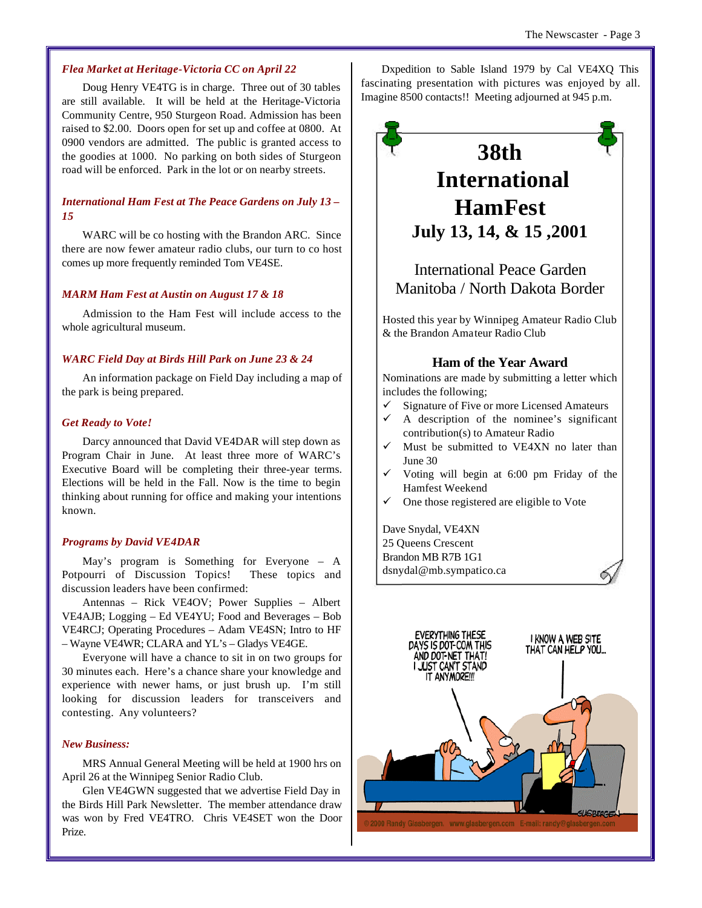### *Flea Market at Heritage-Victoria CC on April 22*

Doug Henry VE4TG is in charge. Three out of 30 tables are still available. It will be held at the Heritage-Victoria Community Centre, 950 Sturgeon Road. Admission has been raised to $2.00. Doors open for set up and coffee at 0800. At 0900 vendors are admitted. The public is granted access to the goodies at 1000. No parking on both sides of Sturgeon road will be enforced. Park in the lot or on nearby streets.

### *International Ham Fest at The Peace Gardens on July 13 – 15*

WARC will be co hosting with the Brandon ARC. Since there are now fewer amateur radio clubs, our turn to co host comes up more frequently reminded Tom VE4SE.

### *MARM Ham Fest at Austin on August 17 & 18*

Admission to the Ham Fest will include access to the whole agricultural museum.

### *WARC Field Day at Birds Hill Park on June 23 & 24*

An information package on Field Day including a map of the park is being prepared.

### *Get Ready to Vote!*

Darcy announced that David VE4DAR will step down as Program Chair in June. At least three more of WARC's Executive Board will be completing their three-year terms. Elections will be held in the Fall. Now is the time to begin thinking about running for office and making your intentions known.

### *Programs by David VE4DAR*

May's program is Something for Everyone – A Potpourri of Discussion Topics! These topics and discussion leaders have been confirmed:

Antennas – Rick VE4OV; Power Supplies – Albert VE4AJB; Logging – Ed VE4YU; Food and Beverages – Bob VE4RCJ; Operating Procedures – Adam VE4SN; Intro to HF – Wayne VE4WR; CLARA and YL's – Gladys VE4GE.

Everyone will have a chance to sit in on two groups for 30 minutes each. Here's a chance share your knowledge and experience with newer hams, or just brush up. I'm still looking for discussion leaders for transceivers and contesting. Any volunteers?

### *New Business:*

MRS Annual General Meeting will be held at 1900 hrs on April 26 at the Winnipeg Senior Radio Club.

Glen VE4GWN suggested that we advertise Field Day in the Birds Hill Park Newsletter. The member attendance draw was won by Fred VE4TRO. Chris VE4SET won the Door Prize.

Dxpedition to Sable Island 1979 by Cal VE4XQ This fascinating presentation with pictures was enjoyed by all. Imagine 8500 contacts!! Meeting adjourned at 945 p.m.

---

## 38th International HamFest

### July 13, 14, & 15 ,2001

International Peace Garden
Manitoba / North Dakota Border

Hosted this year by Winnipeg Amateur Radio Club & the Brandon Amateur Radio Club

### Ham of the Year Award

Nominations are made by submitting a letter which includes the following;

- ✓ Signature of Five or more Licensed Amateurs
- ✓ A description of the nominee's significant contribution(s) to Amateur Radio
- ✓ Must be submitted to VE4XN no later than June 30
- ✓ Voting will begin at 6:00 pm Friday of the Hamfest Weekend
- ✓ One those registered are eligible to Vote

Dave Snydal, VE4XN
25 Queens Crescent
Brandon MB R7B 1G1
dsnydal@mb.sympatico.ca

---

EVERYTHING THESE DAYS IS DOT-COM THIS AND DOT-NET THAT! I JUST CAN'T STAND IT ANYMORE!!!

I KNOW A WEB SITE THAT CAN HELP YOU...

© 2000 Randy Glasbergen. www.glasbergen.com E-mail: randy@glasbergen.com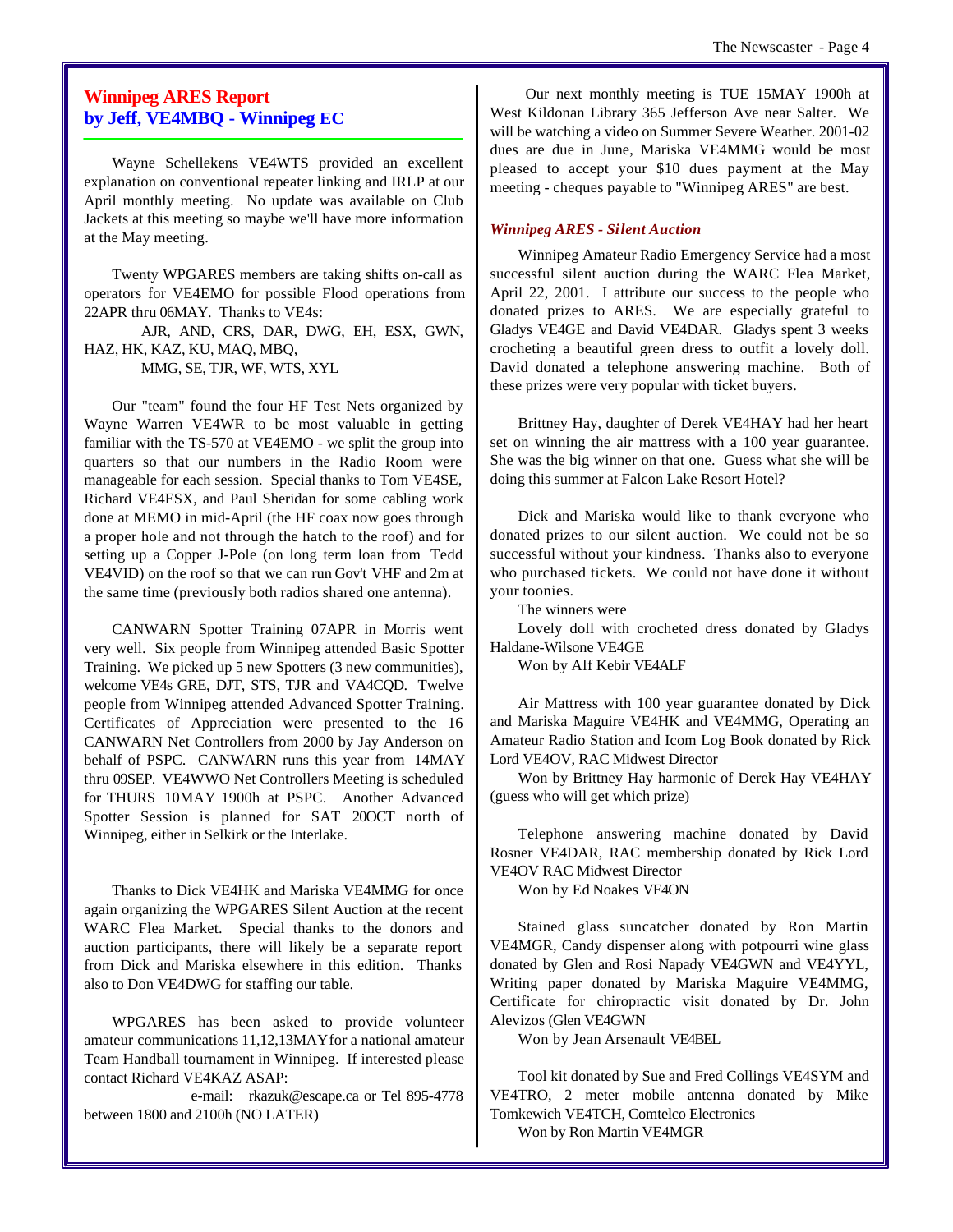## Winnipeg ARES Report
## by Jeff, VE4MBQ - Winnipeg EC

Wayne Schellekens VE4WTS provided an excellent explanation on conventional repeater linking and IRLP at our April monthly meeting. No update was available on Club Jackets at this meeting so maybe we'll have more information at the May meeting.

Twenty WPGARES members are taking shifts on-call as operators for VE4EMO for possible Flood operations from 22APR thru 06MAY. Thanks to VE4s:

AJR, AND, CRS, DAR, DWG, EH, ESX, GWN, HAZ, HK, KAZ, KU, MAQ, MBQ,
MMG, SE, TJR, WF, WTS, XYL

Our "team" found the four HF Test Nets organized by Wayne Warren VE4WR to be most valuable in getting familiar with the TS-570 at VE4EMO - we split the group into quarters so that our numbers in the Radio Room were manageable for each session. Special thanks to Tom VE4SE, Richard VE4ESX, and Paul Sheridan for some cabling work done at MEMO in mid-April (the HF coax now goes through a proper hole and not through the hatch to the roof) and for setting up a Copper J-Pole (on long term loan from Tedd VE4VID) on the roof so that we can run Gov't VHF and 2m at the same time (previously both radios shared one antenna).

CANWARN Spotter Training 07APR in Morris went very well. Six people from Winnipeg attended Basic Spotter Training. We picked up 5 new Spotters (3 new communities), welcome VE4s GRE, DJT, STS, TJR and VA4CQD. Twelve people from Winnipeg attended Advanced Spotter Training. Certificates of Appreciation were presented to the 16 CANWARN Net Controllers from 2000 by Jay Anderson on behalf of PSPC. CANWARN runs this year from 14MAY thru 09SEP. VE4WWO Net Controllers Meeting is scheduled for THURS 10MAY 1900h at PSPC. Another Advanced Spotter Session is planned for SAT 20OCT north of Winnipeg, either in Selkirk or the Interlake.

Thanks to Dick VE4HK and Mariska VE4MMG for once again organizing the WPGARES Silent Auction at the recent WARC Flea Market. Special thanks to the donors and auction participants, there will likely be a separate report from Dick and Mariska elsewhere in this edition. Thanks also to Don VE4DWG for staffing our table.

WPGARES has been asked to provide volunteer amateur communications 11,12,13MAY for a national amateur Team Handball tournament in Winnipeg. If interested please contact Richard VE4KAZ ASAP:

e-mail: rkazuk@escape.ca or Tel 895-4778 between 1800 and 2100h (NO LATER)

Our next monthly meeting is TUE 15MAY 1900h at West Kildonan Library 365 Jefferson Ave near Salter. We will be watching a video on Summer Severe Weather. 2001-02 dues are due in June, Mariska VE4MMG would be most pleased to accept your $10 dues payment at the May meeting - cheques payable to "Winnipeg ARES" are best.

### *Winnipeg ARES - Silent Auction*

Winnipeg Amateur Radio Emergency Service had a most successful silent auction during the WARC Flea Market, April 22, 2001. I attribute our success to the people who donated prizes to ARES. We are especially grateful to Gladys VE4GE and David VE4DAR. Gladys spent 3 weeks crocheting a beautiful green dress to outfit a lovely doll. David donated a telephone answering machine. Both of these prizes were very popular with ticket buyers.

Brittney Hay, daughter of Derek VE4HAY had her heart set on winning the air mattress with a 100 year guarantee. She was the big winner on that one. Guess what she will be doing this summer at Falcon Lake Resort Hotel?

Dick and Mariska would like to thank everyone who donated prizes to our silent auction. We could not be so successful without your kindness. Thanks also to everyone who purchased tickets. We could not have done it without your toonies.

The winners were

Lovely doll with crocheted dress donated by Gladys Haldane-Wilsone VE4GE

Won by Alf Kebir VE4ALF

Air Mattress with 100 year guarantee donated by Dick and Mariska Maguire VE4HK and VE4MMG, Operating an Amateur Radio Station and Icom Log Book donated by Rick Lord VE4OV, RAC Midwest Director

Won by Brittney Hay harmonic of Derek Hay VE4HAY (guess who will get which prize)

Telephone answering machine donated by David Rosner VE4DAR, RAC membership donated by Rick Lord VE4OV RAC Midwest Director

Won by Ed Noakes VE4ON

Stained glass suncatcher donated by Ron Martin VE4MGR, Candy dispenser along with potpourri wine glass donated by Glen and Rosi Napady VE4GWN and VE4YYL, Writing paper donated by Mariska Maguire VE4MMG, Certificate for chiropractic visit donated by Dr. John Alevizos (Glen VE4GWN

Won by Jean Arsenault VE4BEL

Tool kit donated by Sue and Fred Collings VE4SYM and VE4TRO, 2 meter mobile antenna donated by Mike Tomkewich VE4TCH, Comtelco Electronics

Won by Ron Martin VE4MGR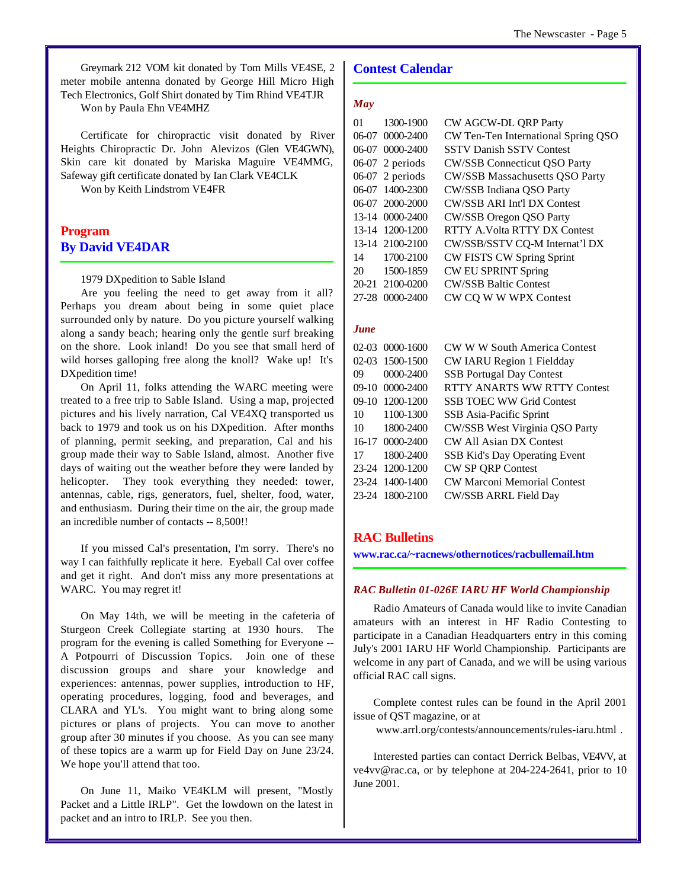Greymark 212 VOM kit donated by Tom Mills VE4SE, 2 meter mobile antenna donated by George Hill Micro High Tech Electronics, Golf Shirt donated by Tim Rhind VE4TJR

Won by Paula Ehn VE4MHZ

Certificate for chiropractic visit donated by River Heights Chiropractic Dr. John Alevizos (Glen VE4GWN), Skin care kit donated by Mariska Maguire VE4MMG, Safeway gift certificate donated by Ian Clark VE4CLK

Won by Keith Lindstrom VE4FR

## Program
## By David VE4DAR

1979 DXpedition to Sable Island

Are you feeling the need to get away from it all? Perhaps you dream about being in some quiet place surrounded only by nature. Do you picture yourself walking along a sandy beach; hearing only the gentle surf breaking on the shore. Look inland! Do you see that small herd of wild horses galloping free along the knoll? Wake up! It's DXpedition time!

On April 11, folks attending the WARC meeting were treated to a free trip to Sable Island. Using a map, projected pictures and his lively narration, Cal VE4XQ transported us back to 1979 and took us on his DXpedition. After months of planning, permit seeking, and preparation, Cal and his group made their way to Sable Island, almost. Another five days of waiting out the weather before they were landed by helicopter. They took everything they needed: tower, antennas, cable, rigs, generators, fuel, shelter, food, water, and enthusiasm. During their time on the air, the group made an incredible number of contacts -- 8,500!!

If you missed Cal's presentation, I'm sorry. There's no way I can faithfully replicate it here. Eyeball Cal over coffee and get it right. And don't miss any more presentations at WARC. You may regret it!

On May 14th, we will be meeting in the cafeteria of Sturgeon Creek Collegiate starting at 1930 hours. The program for the evening is called Something for Everyone -- A Potpourri of Discussion Topics. Join one of these discussion groups and share your knowledge and experiences: antennas, power supplies, introduction to HF, operating procedures, logging, food and beverages, and CLARA and YL's. You might want to bring along some pictures or plans of projects. You can move to another group after 30 minutes if you choose. As you can see many of these topics are a warm up for Field Day on June 23/24. We hope you'll attend that too.

On June 11, Maiko VE4KLM will present, "Mostly Packet and a Little IRLP". Get the lowdown on the latest in packet and an intro to IRLP. See you then.

## Contest Calendar

### *May*

| | | |
|---|---|---|
| 01 | 1300-1900 | CW AGCW-DL QRP Party |
| 06-07 | 0000-2400 | CW Ten-Ten International Spring QSO |
| 06-07 | 0000-2400 | SSTV Danish SSTV Contest |
| 06-07 | 2 periods | CW/SSB Connecticut QSO Party |
| 06-07 | 2 periods | CW/SSB Massachusetts QSO Party |
| 06-07 | 1400-2300 | CW/SSB Indiana QSO Party |
| 06-07 | 2000-2000 | CW/SSB ARI Int'l DX Contest |
| 13-14 | 0000-2400 | CW/SSB Oregon QSO Party |
| 13-14 | 1200-1200 | RTTY A.Volta RTTY DX Contest |
| 13-14 | 2100-2100 | CW/SSB/SSTV CQ-M Internat'l DX |
| 14 | 1700-2100 | CW FISTS CW Spring Sprint |
| 20 | 1500-1859 | CW EU SPRINT Spring |
| 20-21 | 2100-0200 | CW/SSB Baltic Contest |
| 27-28 | 0000-2400 | CW CQ W W WPX Contest |

### *June*

| | | |
|---|---|---|
| 02-03 | 0000-1600 | CW W W South America Contest |
| 02-03 | 1500-1500 | CW IARU Region 1 Fieldday |
| 09 | 0000-2400 | SSB Portugal Day Contest |
| 09-10 | 0000-2400 | RTTY ANARTS WW RTTY Contest |
| 09-10 | 1200-1200 | SSB TOEC WW Grid Contest |
| 10 | 1100-1300 | SSB Asia-Pacific Sprint |
| 10 | 1800-2400 | CW/SSB West Virginia QSO Party |
| 16-17 | 0000-2400 | CW All Asian DX Contest |
| 17 | 1800-2400 | SSB Kid's Day Operating Event |
| 23-24 | 1200-1200 | CW SP QRP Contest |
| 23-24 | 1400-1400 | CW Marconi Memorial Contest |
| 23-24 | 1800-2100 | CW/SSB ARRL Field Day |

## RAC Bulletins

**www.rac.ca/~racnews/othernotices/racbullemail.htm**

### *RAC Bulletin 01-026E IARU HF World Championship*

Radio Amateurs of Canada would like to invite Canadian amateurs with an interest in HF Radio Contesting to participate in a Canadian Headquarters entry in this coming July's 2001 IARU HF World Championship. Participants are welcome in any part of Canada, and we will be using various official RAC call signs.

Complete contest rules can be found in the April 2001 issue of QST magazine, or at

www.arrl.org/contests/announcements/rules-iaru.html .

Interested parties can contact Derrick Belbas, VE4VV, at ve4vv@rac.ca, or by telephone at 204-224-2641, prior to 10 June 2001.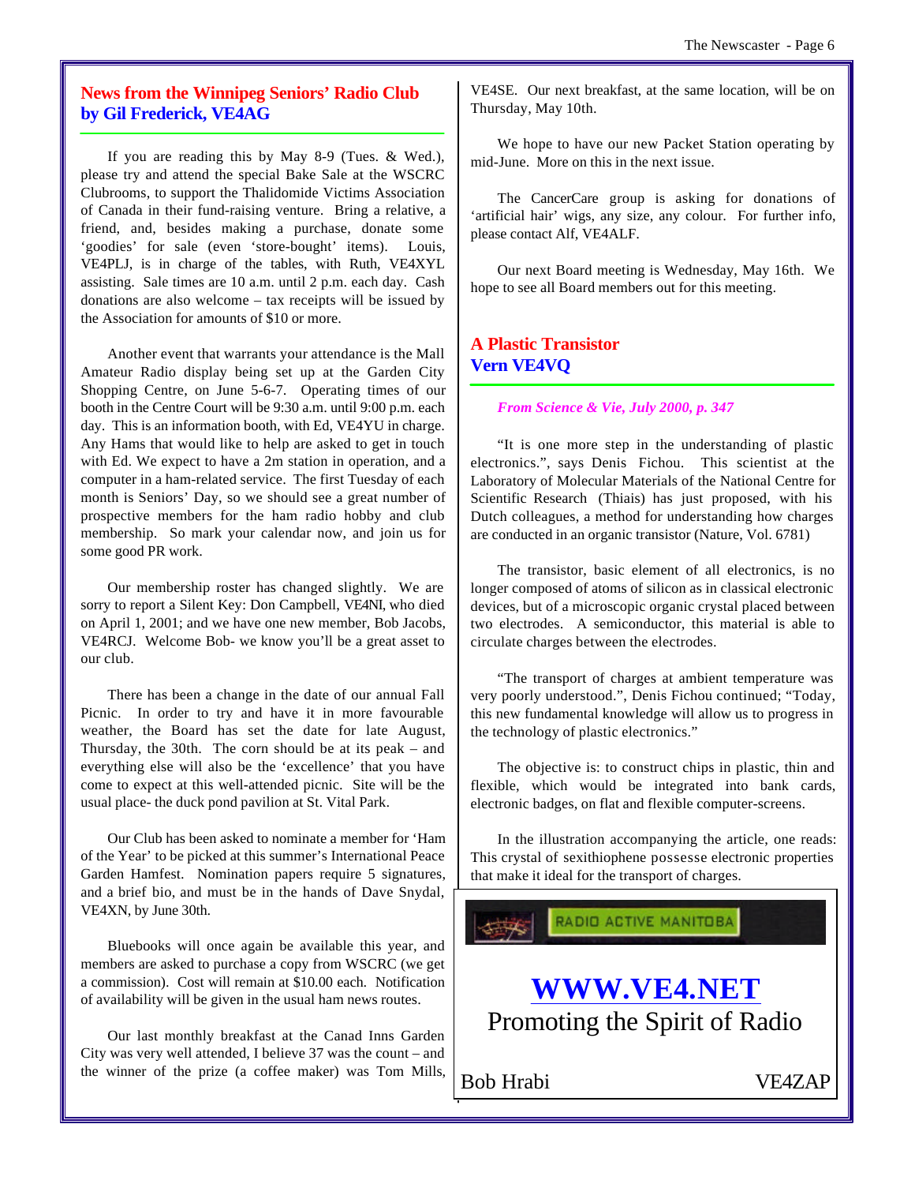## News from the Winnipeg Seniors' Radio Club
## by Gil Frederick, VE4AG

If you are reading this by May 8-9 (Tues. & Wed.), please try and attend the special Bake Sale at the WSCRC Clubrooms, to support the Thalidomide Victims Association of Canada in their fund-raising venture. Bring a relative, a friend, and, besides making a purchase, donate some 'goodies' for sale (even 'store-bought' items). Louis, VE4PLJ, is in charge of the tables, with Ruth, VE4XYL assisting. Sale times are 10 a.m. until 2 p.m. each day. Cash donations are also welcome – tax receipts will be issued by the Association for amounts of $10 or more.

Another event that warrants your attendance is the Mall Amateur Radio display being set up at the Garden City Shopping Centre, on June 5-6-7. Operating times of our booth in the Centre Court will be 9:30 a.m. until 9:00 p.m. each day. This is an information booth, with Ed, VE4YU in charge. Any Hams that would like to help are asked to get in touch with Ed. We expect to have a 2m station in operation, and a computer in a ham-related service. The first Tuesday of each month is Seniors' Day, so we should see a great number of prospective members for the ham radio hobby and club membership. So mark your calendar now, and join us for some good PR work.

Our membership roster has changed slightly. We are sorry to report a Silent Key: Don Campbell, VE4NI, who died on April 1, 2001; and we have one new member, Bob Jacobs, VE4RCJ. Welcome Bob- we know you'll be a great asset to our club.

There has been a change in the date of our annual Fall Picnic. In order to try and have it in more favourable weather, the Board has set the date for late August, Thursday, the 30th. The corn should be at its peak – and everything else will also be the 'excellence' that you have come to expect at this well-attended picnic. Site will be the usual place- the duck pond pavilion at St. Vital Park.

Our Club has been asked to nominate a member for 'Ham of the Year' to be picked at this summer's International Peace Garden Hamfest. Nomination papers require 5 signatures, and a brief bio, and must be in the hands of Dave Snydal, VE4XN, by June 30th.

Bluebooks will once again be available this year, and members are asked to purchase a copy from WSCRC (we get a commission). Cost will remain at $10.00 each. Notification of availability will be given in the usual ham news routes.

Our last monthly breakfast at the Canad Inns Garden City was very well attended, I believe 37 was the count – and the winner of the prize (a coffee maker) was Tom Mills, VE4SE. Our next breakfast, at the same location, will be on Thursday, May 10th.

We hope to have our new Packet Station operating by mid-June. More on this in the next issue.

The CancerCare group is asking for donations of 'artificial hair' wigs, any size, any colour. For further info, please contact Alf, VE4ALF.

Our next Board meeting is Wednesday, May 16th. We hope to see all Board members out for this meeting.

## A Plastic Transistor
## Vern VE4VQ

*From Science & Vie, July 2000, p. 347*

"It is one more step in the understanding of plastic electronics.", says Denis Fichou. This scientist at the Laboratory of Molecular Materials of the National Centre for Scientific Research (Thiais) has just proposed, with his Dutch colleagues, a method for understanding how charges are conducted in an organic transistor (Nature, Vol. 6781)

The transistor, basic element of all electronics, is no longer composed of atoms of silicon as in classical electronic devices, but of a microscopic organic crystal placed between two electrodes. A semiconductor, this material is able to circulate charges between the electrodes.

"The transport of charges at ambient temperature was very poorly understood.", Denis Fichou continued; "Today, this new fundamental knowledge will allow us to progress in the technology of plastic electronics."

The objective is: to construct chips in plastic, thin and flexible, which would be integrated into bank cards, electronic badges, on flat and flexible computer-screens.

In the illustration accompanying the article, one reads: This crystal of sexithiophene possesse electronic properties that make it ideal for the transport of charges.

RADIO ACTIVE MANITOBA

**WWW.VE4.NET**

Promoting the Spirit of Radio

Bob Hrabi VE4ZAP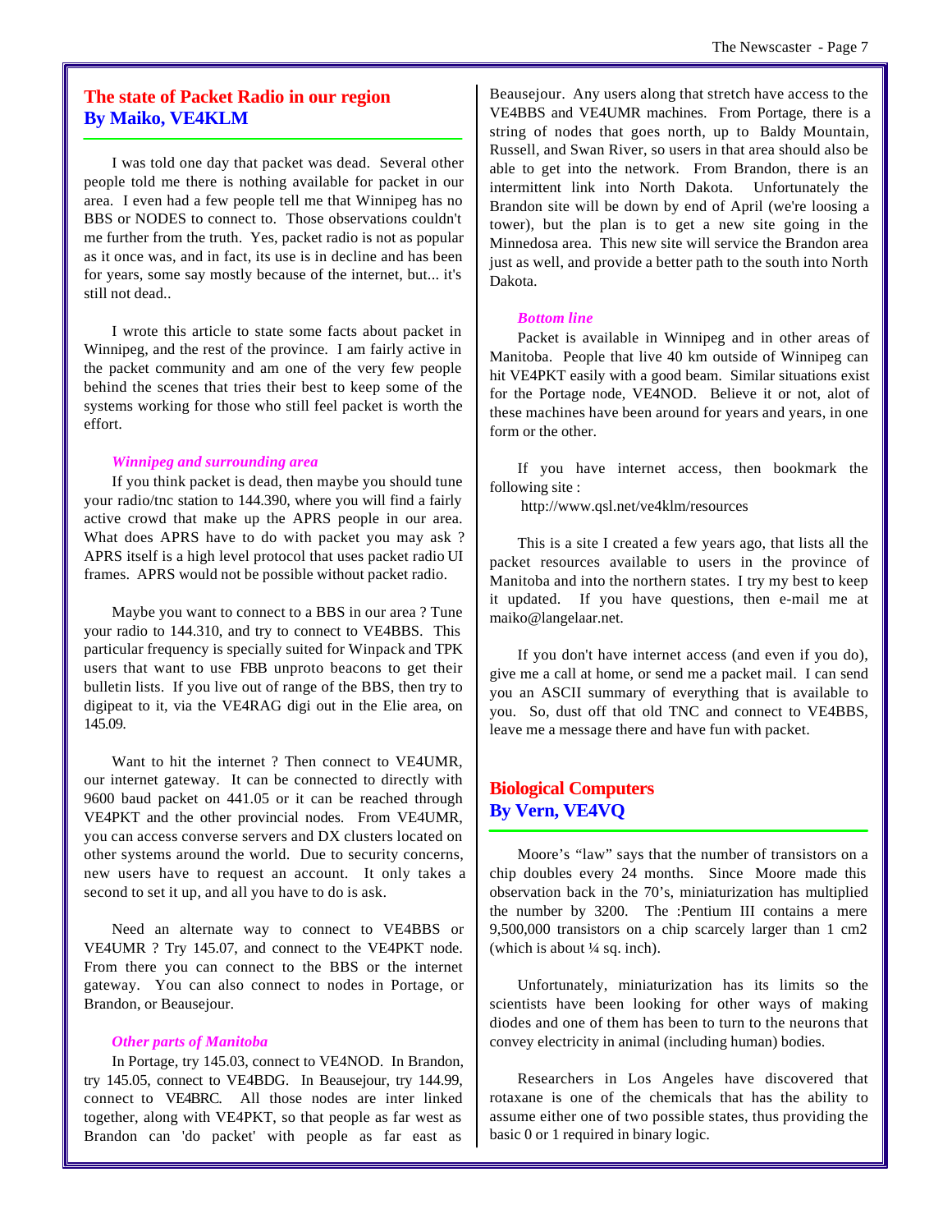## The state of Packet Radio in our region
## By Maiko, VE4KLM

I was told one day that packet was dead. Several other people told me there is nothing available for packet in our area. I even had a few people tell me that Winnipeg has no BBS or NODES to connect to. Those observations couldn't me further from the truth. Yes, packet radio is not as popular as it once was, and in fact, its use is in decline and has been for years, some say mostly because of the internet, but... it's still not dead..

I wrote this article to state some facts about packet in Winnipeg, and the rest of the province. I am fairly active in the packet community and am one of the very few people behind the scenes that tries their best to keep some of the systems working for those who still feel packet is worth the effort.

### *Winnipeg and surrounding area*

If you think packet is dead, then maybe you should tune your radio/tnc station to 144.390, where you will find a fairly active crowd that make up the APRS people in our area. What does APRS have to do with packet you may ask ? APRS itself is a high level protocol that uses packet radio UI frames. APRS would not be possible without packet radio.

Maybe you want to connect to a BBS in our area ? Tune your radio to 144.310, and try to connect to VE4BBS. This particular frequency is specially suited for Winpack and TPK users that want to use FBB unproto beacons to get their bulletin lists. If you live out of range of the BBS, then try to digipeat to it, via the VE4RAG digi out in the Elie area, on 145.09.

Want to hit the internet ? Then connect to VE4UMR, our internet gateway. It can be connected to directly with 9600 baud packet on 441.05 or it can be reached through VE4PKT and the other provincial nodes. From VE4UMR, you can access converse servers and DX clusters located on other systems around the world. Due to security concerns, new users have to request an account. It only takes a second to set it up, and all you have to do is ask.

Need an alternate way to connect to VE4BBS or VE4UMR ? Try 145.07, and connect to the VE4PKT node. From there you can connect to the BBS or the internet gateway. You can also connect to nodes in Portage, or Brandon, or Beausejour.

### *Other parts of Manitoba*

In Portage, try 145.03, connect to VE4NOD. In Brandon, try 145.05, connect to VE4BDG. In Beausejour, try 144.99, connect to VE4BRC. All those nodes are inter linked together, along with VE4PKT, so that people as far west as Brandon can 'do packet' with people as far east as Beausejour. Any users along that stretch have access to the VE4BBS and VE4UMR machines. From Portage, there is a string of nodes that goes north, up to Baldy Mountain, Russell, and Swan River, so users in that area should also be able to get into the network. From Brandon, there is an intermittent link into North Dakota. Unfortunately the Brandon site will be down by end of April (we're loosing a tower), but the plan is to get a new site going in the Minnedosa area. This new site will service the Brandon area just as well, and provide a better path to the south into North Dakota.

### *Bottom line*

Packet is available in Winnipeg and in other areas of Manitoba. People that live 40 km outside of Winnipeg can hit VE4PKT easily with a good beam. Similar situations exist for the Portage node, VE4NOD. Believe it or not, alot of these machines have been around for years and years, in one form or the other.

If you have internet access, then bookmark the following site :

http://www.qsl.net/ve4klm/resources

This is a site I created a few years ago, that lists all the packet resources available to users in the province of Manitoba and into the northern states. I try my best to keep it updated. If you have questions, then e-mail me at maiko@langelaar.net.

If you don't have internet access (and even if you do), give me a call at home, or send me a packet mail. I can send you an ASCII summary of everything that is available to you. So, dust off that old TNC and connect to VE4BBS, leave me a message there and have fun with packet.

## Biological Computers
## By Vern, VE4VQ

Moore's "law" says that the number of transistors on a chip doubles every 24 months. Since Moore made this observation back in the 70's, miniaturization has multiplied the number by 3200. The :Pentium III contains a mere 9,500,000 transistors on a chip scarcely larger than 1 cm2 (which is about ¼ sq. inch).

Unfortunately, miniaturization has its limits so the scientists have been looking for other ways of making diodes and one of them has been to turn to the neurons that convey electricity in animal (including human) bodies.

Researchers in Los Angeles have discovered that rotaxane is one of the chemicals that has the ability to assume either one of two possible states, thus providing the basic 0 or 1 required in binary logic.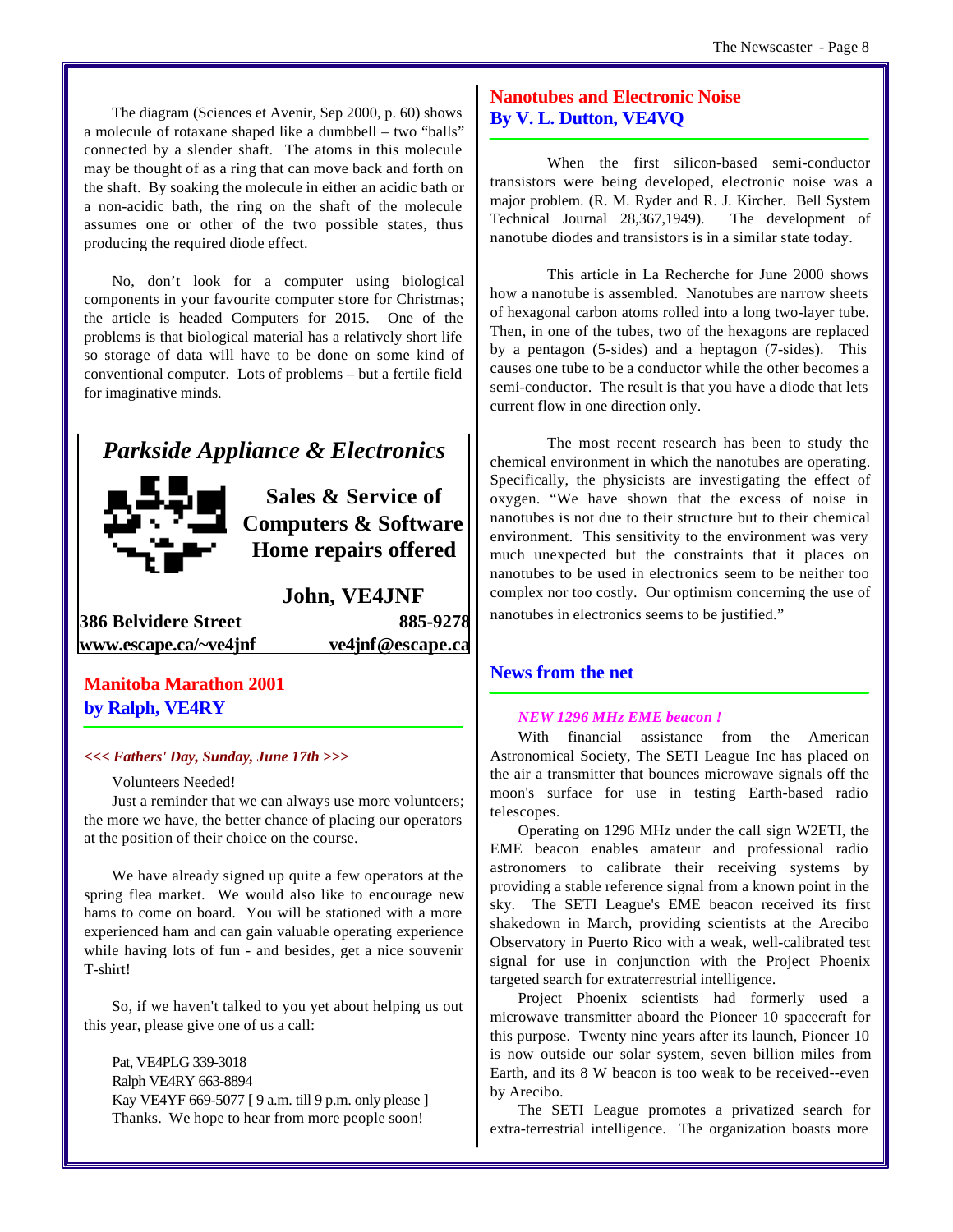The diagram (Sciences et Avenir, Sep 2000, p. 60) shows a molecule of rotaxane shaped like a dumbbell – two "balls" connected by a slender shaft. The atoms in this molecule may be thought of as a ring that can move back and forth on the shaft. By soaking the molecule in either an acidic bath or a non-acidic bath, the ring on the shaft of the molecule assumes one or other of the two possible states, thus producing the required diode effect.

No, don't look for a computer using biological components in your favourite computer store for Christmas; the article is headed Computers for 2015. One of the problems is that biological material has a relatively short life so storage of data will have to be done on some kind of conventional computer. Lots of problems – but a fertile field for imaginative minds.

---

*Parkside Appliance & Electronics*

**Sales & Service of Computers & Software**
**Home repairs offered**

**John, VE4JNF**

**386 Belvidere Street** — **885-9278**
**www.escape.ca/~ve4jnf** — **ve4jnf@escape.ca**

---

## Manitoba Marathon 2001
## by Ralph, VE4RY

*<<< Fathers' Day, Sunday, June 17th >>>*

Volunteers Needed!

Just a reminder that we can always use more volunteers; the more we have, the better chance of placing our operators at the position of their choice on the course.

We have already signed up quite a few operators at the spring flea market. We would also like to encourage new hams to come on board. You will be stationed with a more experienced ham and can gain valuable operating experience while having lots of fun - and besides, get a nice souvenir T-shirt!

So, if we haven't talked to you yet about helping us out this year, please give one of us a call:

Pat, VE4PLG 339-3018
Ralph VE4RY 663-8894
Kay VE4YF 669-5077 [ 9 a.m. till 9 p.m. only please ]
Thanks. We hope to hear from more people soon!

## Nanotubes and Electronic Noise
## By V. L. Dutton, VE4VQ

When the first silicon-based semi-conductor transistors were being developed, electronic noise was a major problem. (R. M. Ryder and R. J. Kircher. Bell System Technical Journal 28,367,1949). The development of nanotube diodes and transistors is in a similar state today.

This article in La Recherche for June 2000 shows how a nanotube is assembled. Nanotubes are narrow sheets of hexagonal carbon atoms rolled into a long two-layer tube. Then, in one of the tubes, two of the hexagons are replaced by a pentagon (5-sides) and a heptagon (7-sides). This causes one tube to be a conductor while the other becomes a semi-conductor. The result is that you have a diode that lets current flow in one direction only.

The most recent research has been to study the chemical environment in which the nanotubes are operating. Specifically, the physicists are investigating the effect of oxygen. "We have shown that the excess of noise in nanotubes is not due to their structure but to their chemical environment. This sensitivity to the environment was very much unexpected but the constraints that it places on nanotubes to be used in electronics seem to be neither too complex nor too costly. Our optimism concerning the use of nanotubes in electronics seems to be justified."

## News from the net

*NEW 1296 MHz EME beacon !*

With financial assistance from the American Astronomical Society, The SETI League Inc has placed on the air a transmitter that bounces microwave signals off the moon's surface for use in testing Earth-based radio telescopes.

Operating on 1296 MHz under the call sign W2ETI, the EME beacon enables amateur and professional radio astronomers to calibrate their receiving systems by providing a stable reference signal from a known point in the sky. The SETI League's EME beacon received its first shakedown in March, providing scientists at the Arecibo Observatory in Puerto Rico with a weak, well-calibrated test signal for use in conjunction with the Project Phoenix targeted search for extraterrestrial intelligence.

Project Phoenix scientists had formerly used a microwave transmitter aboard the Pioneer 10 spacecraft for this purpose. Twenty nine years after its launch, Pioneer 10 is now outside our solar system, seven billion miles from Earth, and its 8 W beacon is too weak to be received--even by Arecibo.

The SETI League promotes a privatized search for extra-terrestrial intelligence. The organization boasts more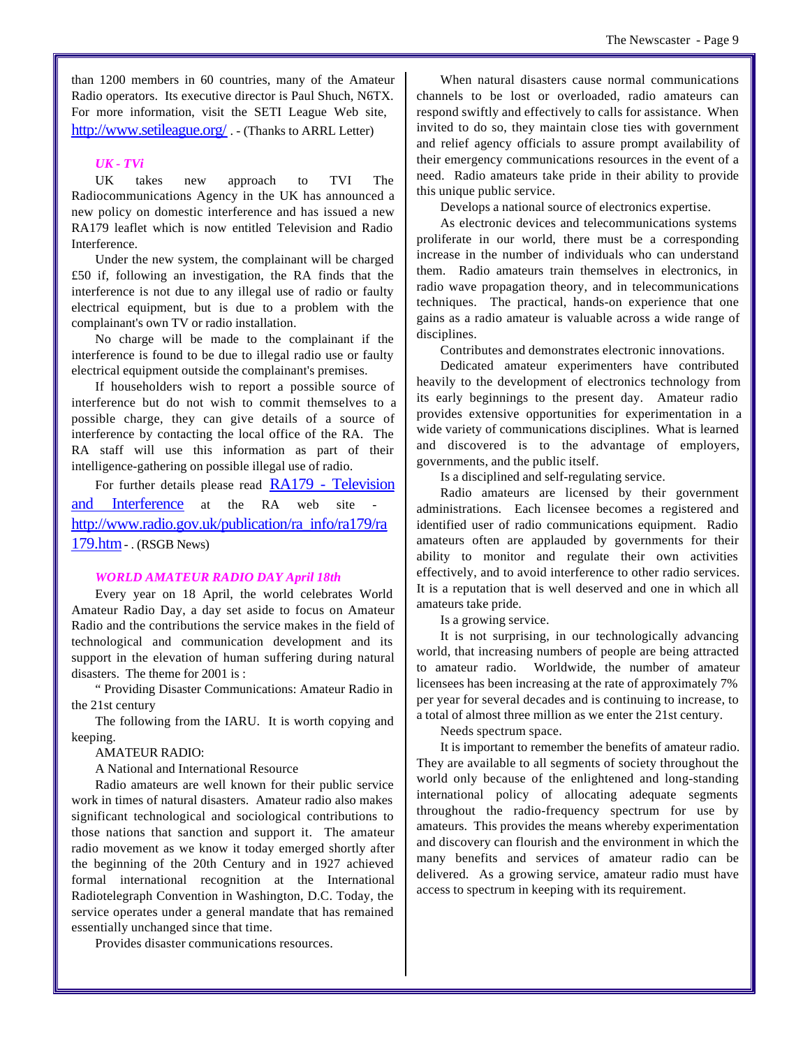than 1200 members in 60 countries, many of the Amateur Radio operators. Its executive director is Paul Shuch, N6TX. For more information, visit the SETI League Web site, http://www.setileague.org/ . - (Thanks to ARRL Letter)

### *UK - TVi*

UK takes new approach to TVI The Radiocommunications Agency in the UK has announced a new policy on domestic interference and has issued a new RA179 leaflet which is now entitled Television and Radio Interference.

Under the new system, the complainant will be charged £50 if, following an investigation, the RA finds that the interference is not due to any illegal use of radio or faulty electrical equipment, but is due to a problem with the complainant's own TV or radio installation.

No charge will be made to the complainant if the interference is found to be due to illegal radio use or faulty electrical equipment outside the complainant's premises.

If householders wish to report a possible source of interference but do not wish to commit themselves to a possible charge, they can give details of a source of interference by contacting the local office of the RA. The RA staff will use this information as part of their intelligence-gathering on possible illegal use of radio.

For further details please read RA179 - Television and Interference at the RA web site - http://www.radio.gov.uk/publication/ra_info/ra179/ra179.htm - . (RSGB News)

### *WORLD AMATEUR RADIO DAY April 18th*

Every year on 18 April, the world celebrates World Amateur Radio Day, a day set aside to focus on Amateur Radio and the contributions the service makes in the field of technological and communication development and its support in the elevation of human suffering during natural disasters. The theme for 2001 is :

" Providing Disaster Communications: Amateur Radio in the 21st century

The following from the IARU. It is worth copying and keeping.

AMATEUR RADIO:

A National and International Resource

Radio amateurs are well known for their public service work in times of natural disasters. Amateur radio also makes significant technological and sociological contributions to those nations that sanction and support it. The amateur radio movement as we know it today emerged shortly after the beginning of the 20th Century and in 1927 achieved formal international recognition at the International Radiotelegraph Convention in Washington, D.C. Today, the service operates under a general mandate that has remained essentially unchanged since that time.

Provides disaster communications resources.

When natural disasters cause normal communications channels to be lost or overloaded, radio amateurs can respond swiftly and effectively to calls for assistance. When invited to do so, they maintain close ties with government and relief agency officials to assure prompt availability of their emergency communications resources in the event of a need. Radio amateurs take pride in their ability to provide this unique public service.

Develops a national source of electronics expertise.

As electronic devices and telecommunications systems proliferate in our world, there must be a corresponding increase in the number of individuals who can understand them. Radio amateurs train themselves in electronics, in radio wave propagation theory, and in telecommunications techniques. The practical, hands-on experience that one gains as a radio amateur is valuable across a wide range of disciplines.

Contributes and demonstrates electronic innovations.

Dedicated amateur experimenters have contributed heavily to the development of electronics technology from its early beginnings to the present day. Amateur radio provides extensive opportunities for experimentation in a wide variety of communications disciplines. What is learned and discovered is to the advantage of employers, governments, and the public itself.

Is a disciplined and self-regulating service.

Radio amateurs are licensed by their government administrations. Each licensee becomes a registered and identified user of radio communications equipment. Radio amateurs often are applauded by governments for their ability to monitor and regulate their own activities effectively, and to avoid interference to other radio services. It is a reputation that is well deserved and one in which all amateurs take pride.

Is a growing service.

It is not surprising, in our technologically advancing world, that increasing numbers of people are being attracted to amateur radio. Worldwide, the number of amateur licensees has been increasing at the rate of approximately 7% per year for several decades and is continuing to increase, to a total of almost three million as we enter the 21st century.

Needs spectrum space.

It is important to remember the benefits of amateur radio. They are available to all segments of society throughout the world only because of the enlightened and long-standing international policy of allocating adequate segments throughout the radio-frequency spectrum for use by amateurs. This provides the means whereby experimentation and discovery can flourish and the environment in which the many benefits and services of amateur radio can be delivered. As a growing service, amateur radio must have access to spectrum in keeping with its requirement.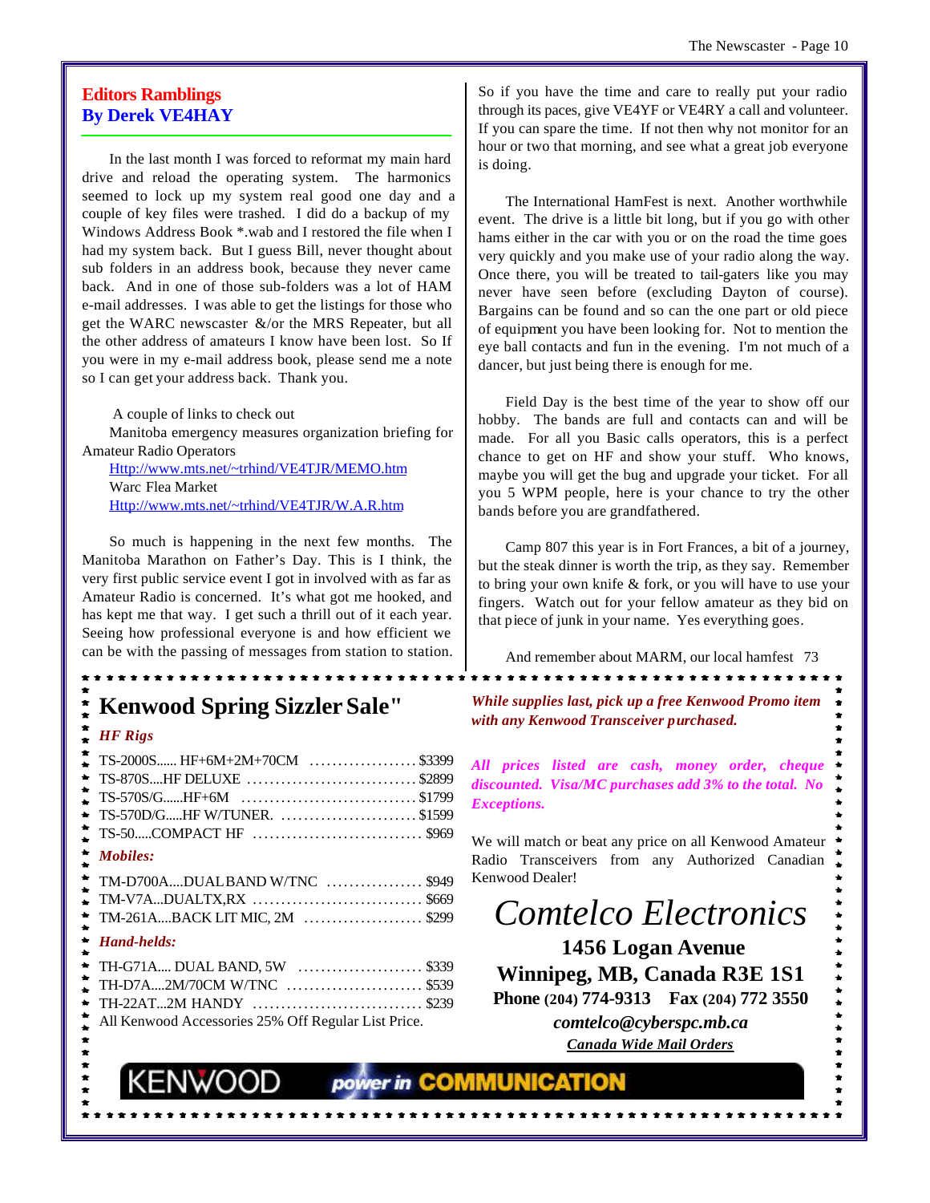## Editors Ramblings
## By Derek VE4HAY

In the last month I was forced to reformat my main hard drive and reload the operating system. The harmonics seemed to lock up my system real good one day and a couple of key files were trashed. I did do a backup of my Windows Address Book *.wab and I restored the file when I had my system back. But I guess Bill, never thought about sub folders in an address book, because they never came back. And in one of those sub-folders was a lot of HAM e-mail addresses. I was able to get the listings for those who get the WARC newscaster &/or the MRS Repeater, but all the other address of amateurs I know have been lost. So If you were in my e-mail address book, please send me a note so I can get your address back. Thank you.

A couple of links to check out

Manitoba emergency measures organization briefing for Amateur Radio Operators

Http://www.mts.net/~trhind/VE4TJR/MEMO.htm

Warc Flea Market

Http://www.mts.net/~trhind/VE4TJR/W.A.R.htm

So much is happening in the next few months. The Manitoba Marathon on Father's Day. This is I think, the very first public service event I got in involved with as far as Amateur Radio is concerned. It's what got me hooked, and has kept me that way. I get such a thrill out of it each year. Seeing how professional everyone is and how efficient we can be with the passing of messages from station to station. So if you have the time and care to really put your radio through its paces, give VE4YF or VE4RY a call and volunteer. If you can spare the time. If not then why not monitor for an hour or two that morning, and see what a great job everyone is doing.

The International HamFest is next. Another worthwhile event. The drive is a little bit long, but if you go with other hams either in the car with you or on the road the time goes very quickly and you make use of your radio along the way. Once there, you will be treated to tail-gaters like you may never have seen before (excluding Dayton of course). Bargains can be found and so can the one part or old piece of equipment you have been looking for. Not to mention the eye ball contacts and fun in the evening. I'm not much of a dancer, but just being there is enough for me.

Field Day is the best time of the year to show off our hobby. The bands are full and contacts can and will be made. For all you Basic calls operators, this is a perfect chance to get on HF and show your stuff. Who knows, maybe you will get the bug and upgrade your ticket. For all you 5 WPM people, here is your chance to try the other bands before you are grandfathered.

Camp 807 this year is in Fort Frances, a bit of a journey, but the steak dinner is worth the trip, as they say. Remember to bring your own knife & fork, or you will have to use your fingers. Watch out for your fellow amateur as they bid on that piece of junk in your name. Yes everything goes.

And remember about MARM, our local hamfest 73

---

## Kenwood Spring Sizzler Sale"

***HF Rigs***

TS-2000S...... HF+6M+2M+70CM .................. $3399
TS-870S....HF DELUXE .................. $2899
TS-570S/G......HF+6M .................. $1799
TS-570D/G.....HF W/TUNER. .................. $1599
TS-50.....COMPACT HF .................. $969

***Mobiles:***

TM-D700A....DUALBAND W/TNC .................. $949
TM-V7A...DUALTX,RX .................. $669
TM-261A....BACK LIT MIC, 2M .................. $299

***Hand-helds:***

TH-G71A.... DUAL BAND, 5W .................. $339
TH-D7A....2M/70CM W/TNC .................. $539
TH-22AT...2M HANDY .................. $239

All Kenwood Accessories 25% Off Regular List Price.

***While supplies last, pick up a free Kenwood Promo item with any Kenwood Transceiver purchased.***

***All prices listed are cash, money order, cheque discounted. Visa/MC purchases add 3% to the total. No Exceptions.***

We will match or beat any price on all Kenwood Amateur Radio Transceivers from any Authorized Canadian Kenwood Dealer!

# *Comtelco Electronics*

**1456 Logan Avenue**
**Winnipeg, MB, Canada R3E 1S1**
**Phone (204) 774-9313 Fax (204) 772 3550**
***comtelco@cyberspc.mb.ca***
***Canada Wide Mail Orders***

KENWOOD power in COMMUNICATION